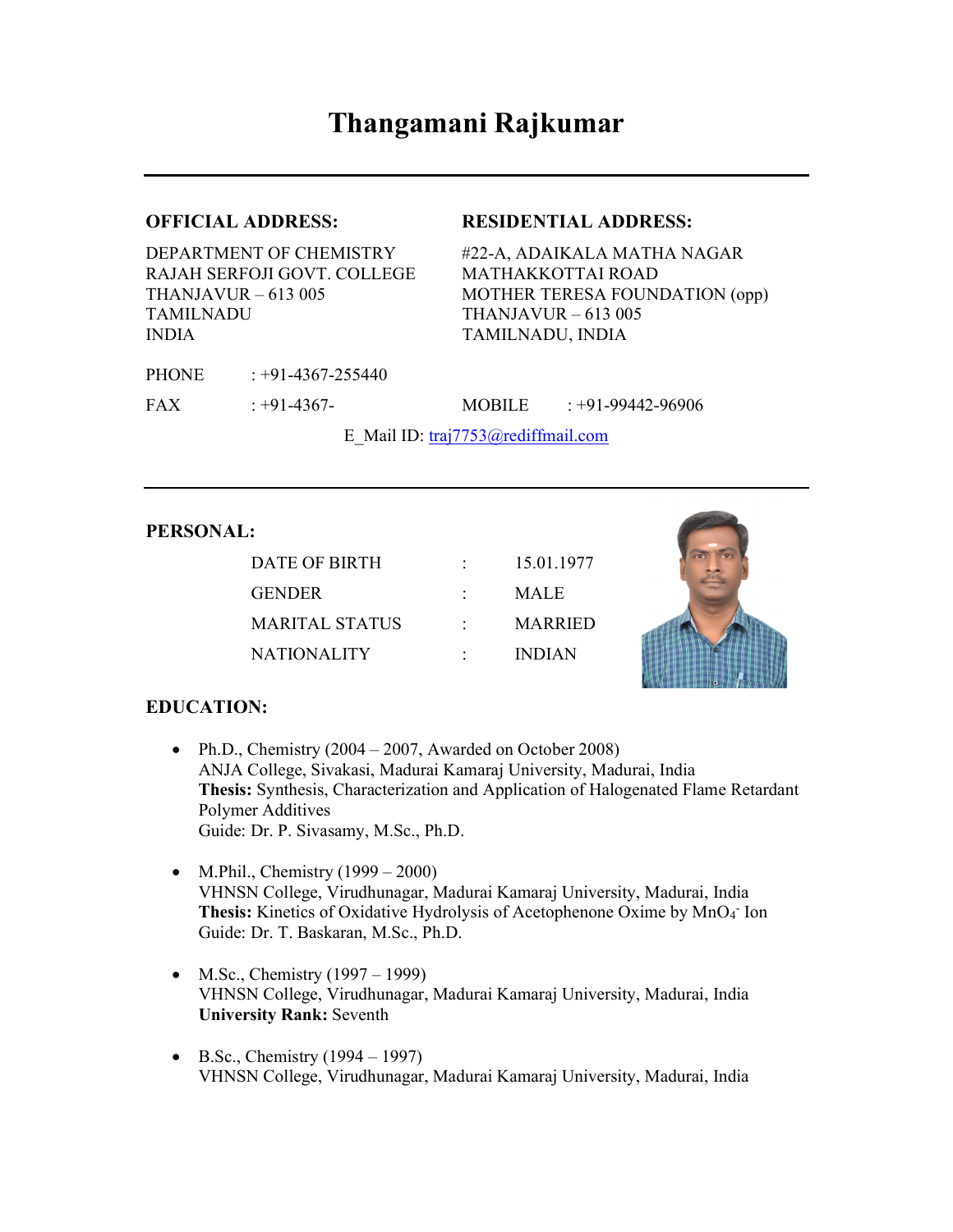# Thangamani Rajkumar

---

**OFFICIAL ADDRESS:**

DEPARTMENT OF CHEMISTRY
RAJAH SERFOJI GOVT. COLLEGE
THANJAVUR – 613 005
TAMILNADU
INDIA

**RESIDENTIAL ADDRESS:**

#22-A, ADAIKALA MATHA NAGAR
MATHAKKOTTAI ROAD
MOTHER TERESA FOUNDATION (opp)
THANJAVUR – 613 005
TAMILNADU, INDIA

PHONE : +91-4367-255440

FAX : +91-4367-

MOBILE : +91-99442-96906

E_Mail ID: traj7753@rediffmail.com

---

**PERSONAL:**

| | | |
|---|---|---|
| DATE OF BIRTH | : | 15.01.1977 |
| GENDER | : | MALE |
| MARITAL STATUS | : | MARRIED |
| NATIONALITY | : | INDIAN |

**EDUCATION:**

- Ph.D., Chemistry (2004 – 2007, Awarded on October 2008)
  ANJA College, Sivakasi, Madurai Kamaraj University, Madurai, India
  **Thesis:** Synthesis, Characterization and Application of Halogenated Flame Retardant Polymer Additives
  Guide: Dr. P. Sivasamy, M.Sc., Ph.D.

- M.Phil., Chemistry (1999 – 2000)
  VHNSN College, Virudhunagar, Madurai Kamaraj University, Madurai, India
  **Thesis:** Kinetics of Oxidative Hydrolysis of Acetophenone Oxime by $MnO_4^-$ Ion
  Guide: Dr. T. Baskaran, M.Sc., Ph.D.

- M.Sc., Chemistry (1997 – 1999)
  VHNSN College, Virudhunagar, Madurai Kamaraj University, Madurai, India
  **University Rank:** Seventh

- B.Sc., Chemistry (1994 – 1997)
  VHNSN College, Virudhunagar, Madurai Kamaraj University, Madurai, India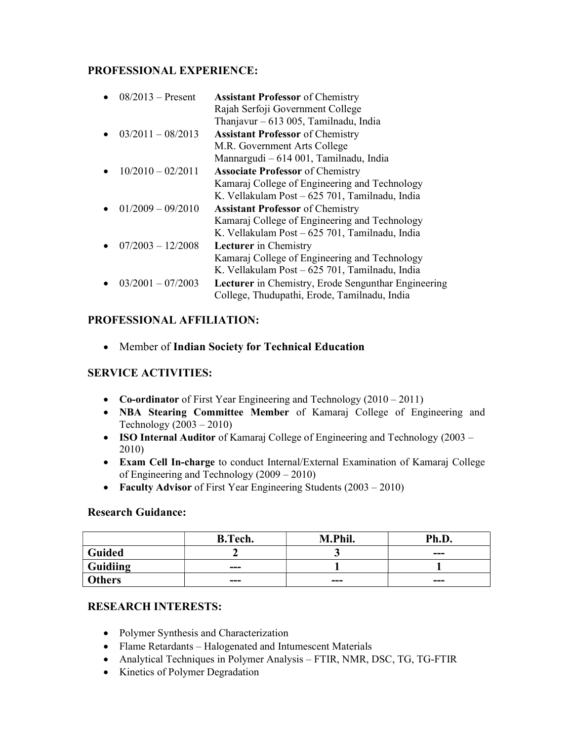## PROFESSIONAL EXPERIENCE:

- 08/2013 – Present **Assistant Professor** of Chemistry
  Rajah Serfoji Government College
  Thanjavur – 613 005, Tamilnadu, India
- 03/2011 – 08/2013 **Assistant Professor** of Chemistry
  M.R. Government Arts College
  Mannargudi – 614 001, Tamilnadu, India
- 10/2010 – 02/2011 **Associate Professor** of Chemistry
  Kamaraj College of Engineering and Technology
  K. Vellakulam Post – 625 701, Tamilnadu, India
- 01/2009 – 09/2010 **Assistant Professor** of Chemistry
  Kamaraj College of Engineering and Technology
  K. Vellakulam Post – 625 701, Tamilnadu, India
- 07/2003 – 12/2008 **Lecturer** in Chemistry
  Kamaraj College of Engineering and Technology
  K. Vellakulam Post – 625 701, Tamilnadu, India
- 03/2001 – 07/2003 **Lecturer** in Chemistry, Erode Sengunthar Engineering
  College, Thudupathi, Erode, Tamilnadu, India

## PROFESSIONAL AFFILIATION:

- Member of **Indian Society for Technical Education**

## SERVICE ACTIVITIES:

- **Co-ordinator** of First Year Engineering and Technology (2010 – 2011)
- **NBA Stearing Committee Member** of Kamaraj College of Engineering and Technology (2003 – 2010)
- **ISO Internal Auditor** of Kamaraj College of Engineering and Technology (2003 – 2010)
- **Exam Cell In-charge** to conduct Internal/External Examination of Kamaraj College of Engineering and Technology (2009 – 2010)
- **Faculty Advisor** of First Year Engineering Students (2003 – 2010)

### Research Guidance:

| | B.Tech. | M.Phil. | Ph.D. |
|---|---|---|---|
| **Guided** | 2 | 3 | --- |
| **Guidiing** | --- | 1 | 1 |
| **Others** | --- | --- | --- |

## RESEARCH INTERESTS:

- Polymer Synthesis and Characterization
- Flame Retardants – Halogenated and Intumescent Materials
- Analytical Techniques in Polymer Analysis – FTIR, NMR, DSC, TG, TG-FTIR
- Kinetics of Polymer Degradation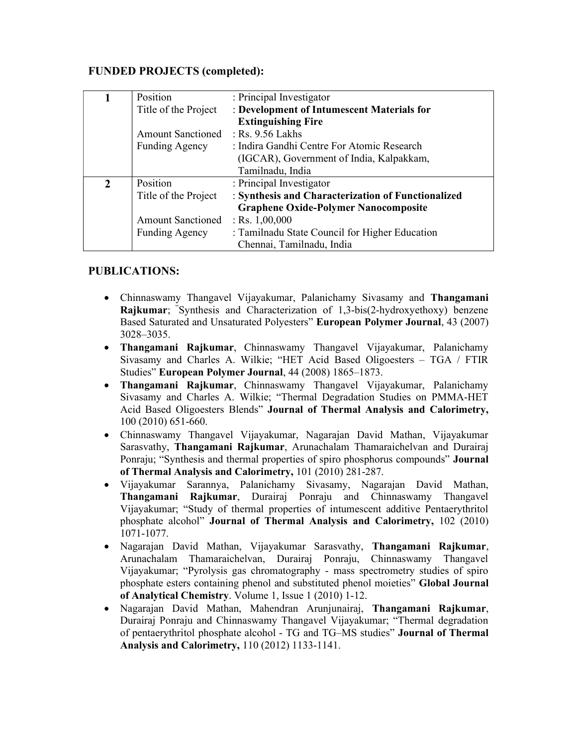## FUNDED PROJECTS (completed):

| | | |
|---|---|---|
| **1** | Position | : Principal Investigator |
| | Title of the Project | : **Development of Intumescent Materials for Extinguishing Fire** |
| | Amount Sanctioned | : Rs. 9.56 Lakhs |
| | Funding Agency | : Indira Gandhi Centre For Atomic Research (IGCAR), Government of India, Kalpakkam, Tamilnadu, India |
| **2** | Position | : Principal Investigator |
| | Title of the Project | : **Synthesis and Characterization of Functionalized Graphene Oxide-Polymer Nanocomposite** |
| | Amount Sanctioned | : Rs. 1,00,000 |
| | Funding Agency | : Tamilnadu State Council for Higher Education Chennai, Tamilnadu, India |

## PUBLICATIONS:

- Chinnaswamy Thangavel Vijayakumar, Palanichamy Sivasamy and **Thangamani Rajkumar**; "Synthesis and Characterization of 1,3-bis(2-hydroxyethoxy) benzene Based Saturated and Unsaturated Polyesters" **European Polymer Journal**, 43 (2007) 3028–3035.
- **Thangamani Rajkumar**, Chinnaswamy Thangavel Vijayakumar, Palanichamy Sivasamy and Charles A. Wilkie; "HET Acid Based Oligoesters – TGA / FTIR Studies" **European Polymer Journal**, 44 (2008) 1865–1873.
- **Thangamani Rajkumar**, Chinnaswamy Thangavel Vijayakumar, Palanichamy Sivasamy and Charles A. Wilkie; "Thermal Degradation Studies on PMMA-HET Acid Based Oligoesters Blends" **Journal of Thermal Analysis and Calorimetry,** 100 (2010) 651-660.
- Chinnaswamy Thangavel Vijayakumar, Nagarajan David Mathan, Vijayakumar Sarasvathy, **Thangamani Rajkumar**, Arunachalam Thamaraichelvan and Durairaj Ponraju; "Synthesis and thermal properties of spiro phosphorus compounds" **Journal of Thermal Analysis and Calorimetry,** 101 (2010) 281-287.
- Vijayakumar Sarannya, Palanichamy Sivasamy, Nagarajan David Mathan, **Thangamani Rajkumar**, Durairaj Ponraju and Chinnaswamy Thangavel Vijayakumar; "Study of thermal properties of intumescent additive Pentaerythritol phosphate alcohol" **Journal of Thermal Analysis and Calorimetry,** 102 (2010) 1071-1077.
- Nagarajan David Mathan, Vijayakumar Sarasvathy, **Thangamani Rajkumar**, Arunachalam Thamaraichelvan, Durairaj Ponraju, Chinnaswamy Thangavel Vijayakumar; "Pyrolysis gas chromatography - mass spectrometry studies of spiro phosphate esters containing phenol and substituted phenol moieties" **Global Journal of Analytical Chemistry**. Volume 1, Issue 1 (2010) 1-12.
- Nagarajan David Mathan, Mahendran Arunjunairaj, **Thangamani Rajkumar**, Durairaj Ponraju and Chinnaswamy Thangavel Vijayakumar; "Thermal degradation of pentaerythritol phosphate alcohol - TG and TG–MS studies" **Journal of Thermal Analysis and Calorimetry,** 110 (2012) 1133-1141.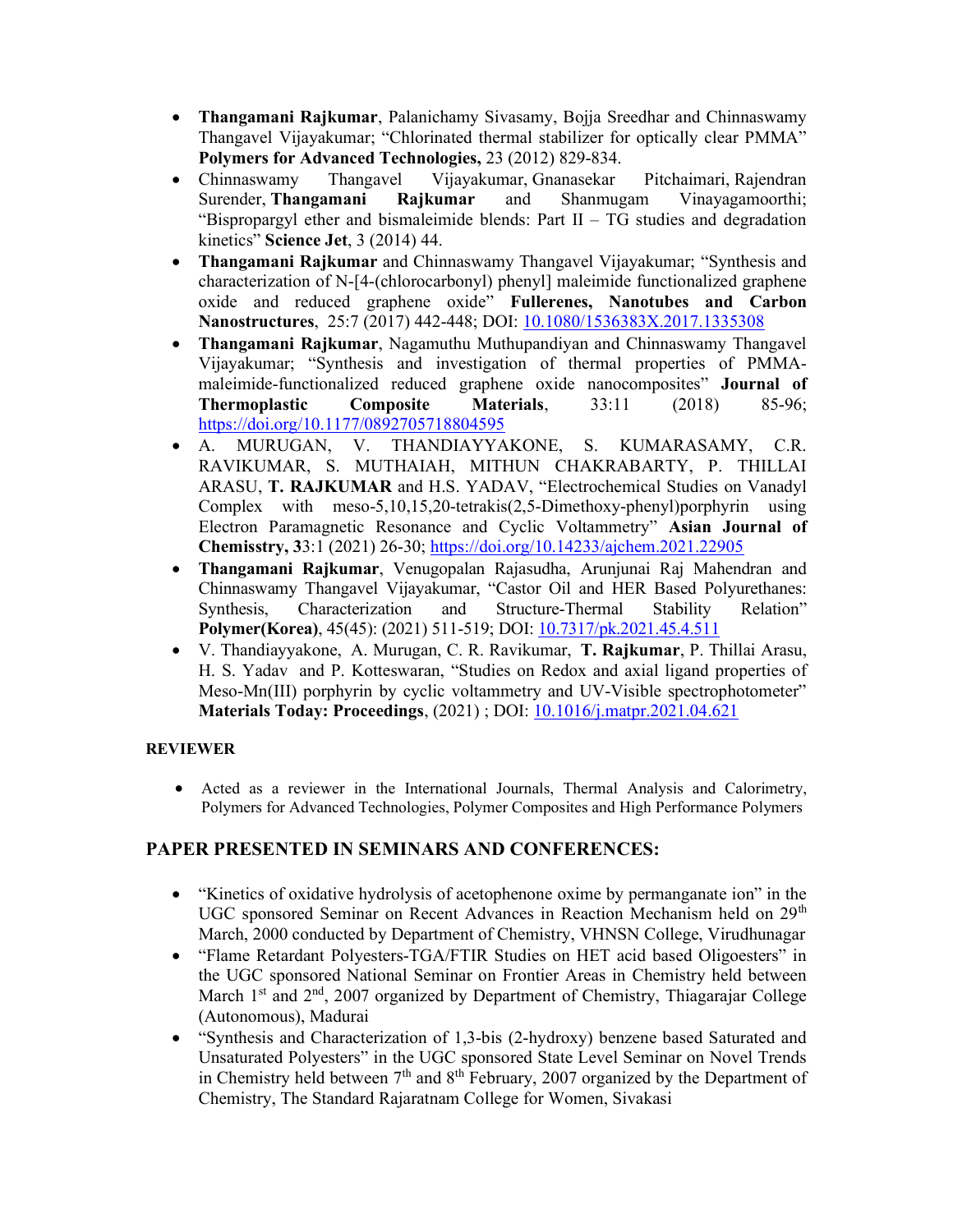- **Thangamani Rajkumar**, Palanichamy Sivasamy, Bojja Sreedhar and Chinnaswamy Thangavel Vijayakumar; "Chlorinated thermal stabilizer for optically clear PMMA" **Polymers for Advanced Technologies,** 23 (2012) 829-834.
- Chinnaswamy Thangavel Vijayakumar, Gnanasekar Pitchaimari, Rajendran Surender, **Thangamani Rajkumar** and Shanmugam Vinayagamoorthi; "Bispropargyl ether and bismaleimide blends: Part II – TG studies and degradation kinetics" **Science Jet**, 3 (2014) 44.
- **Thangamani Rajkumar** and Chinnaswamy Thangavel Vijayakumar; "Synthesis and characterization of N-[4-(chlorocarbonyl) phenyl] maleimide functionalized graphene oxide and reduced graphene oxide" **Fullerenes, Nanotubes and Carbon Nanostructures**, 25:7 (2017) 442-448; DOI: 10.1080/1536383X.2017.1335308
- **Thangamani Rajkumar**, Nagamuthu Muthupandiyan and Chinnaswamy Thangavel Vijayakumar; "Synthesis and investigation of thermal properties of PMMA-maleimide-functionalized reduced graphene oxide nanocomposites" **Journal of Thermoplastic Composite Materials**, 33:11 (2018) 85-96; https://doi.org/10.1177/0892705718804595
- A. MURUGAN, V. THANDIAYYAKONE, S. KUMARASAMY, C.R. RAVIKUMAR, S. MUTHAIAH, MITHUN CHAKRABARTY, P. THILLAI ARASU, **T. RAJKUMAR** and H.S. YADAV, "Electrochemical Studies on Vanadyl Complex with meso-5,10,15,20-tetrakis(2,5-Dimethoxy-phenyl)porphyrin using Electron Paramagnetic Resonance and Cyclic Voltammetry" **Asian Journal of Chemisstry, 3**3:1 (2021) 26-30; https://doi.org/10.14233/ajchem.2021.22905
- **Thangamani Rajkumar**, Venugopalan Rajasudha, Arunjunai Raj Mahendran and Chinnaswamy Thangavel Vijayakumar, "Castor Oil and HER Based Polyurethanes: Synthesis, Characterization and Structure-Thermal Stability Relation" **Polymer(Korea)**, 45(45): (2021) 511-519; DOI: 10.7317/pk.2021.45.4.511
- V. Thandiayyakone, A. Murugan, C. R. Ravikumar, **T. Rajkumar**, P. Thillai Arasu, H. S. Yadav and P. Kotteswaran, "Studies on Redox and axial ligand properties of Meso-Mn(III) porphyrin by cyclic voltammetry and UV-Visible spectrophotometer" **Materials Today: Proceedings**, (2021) ; DOI: 10.1016/j.matpr.2021.04.621

**REVIEWER**

- Acted as a reviewer in the International Journals, Thermal Analysis and Calorimetry, Polymers for Advanced Technologies, Polymer Composites and High Performance Polymers

## PAPER PRESENTED IN SEMINARS AND CONFERENCES:

- "Kinetics of oxidative hydrolysis of acetophenone oxime by permanganate ion" in the UGC sponsored Seminar on Recent Advances in Reaction Mechanism held on 29th March, 2000 conducted by Department of Chemistry, VHNSN College, Virudhunagar
- "Flame Retardant Polyesters-TGA/FTIR Studies on HET acid based Oligoesters" in the UGC sponsored National Seminar on Frontier Areas in Chemistry held between March 1st and 2nd, 2007 organized by Department of Chemistry, Thiagarajar College (Autonomous), Madurai
- "Synthesis and Characterization of 1,3-bis (2-hydroxy) benzene based Saturated and Unsaturated Polyesters" in the UGC sponsored State Level Seminar on Novel Trends in Chemistry held between 7th and 8th February, 2007 organized by the Department of Chemistry, The Standard Rajaratnam College for Women, Sivakasi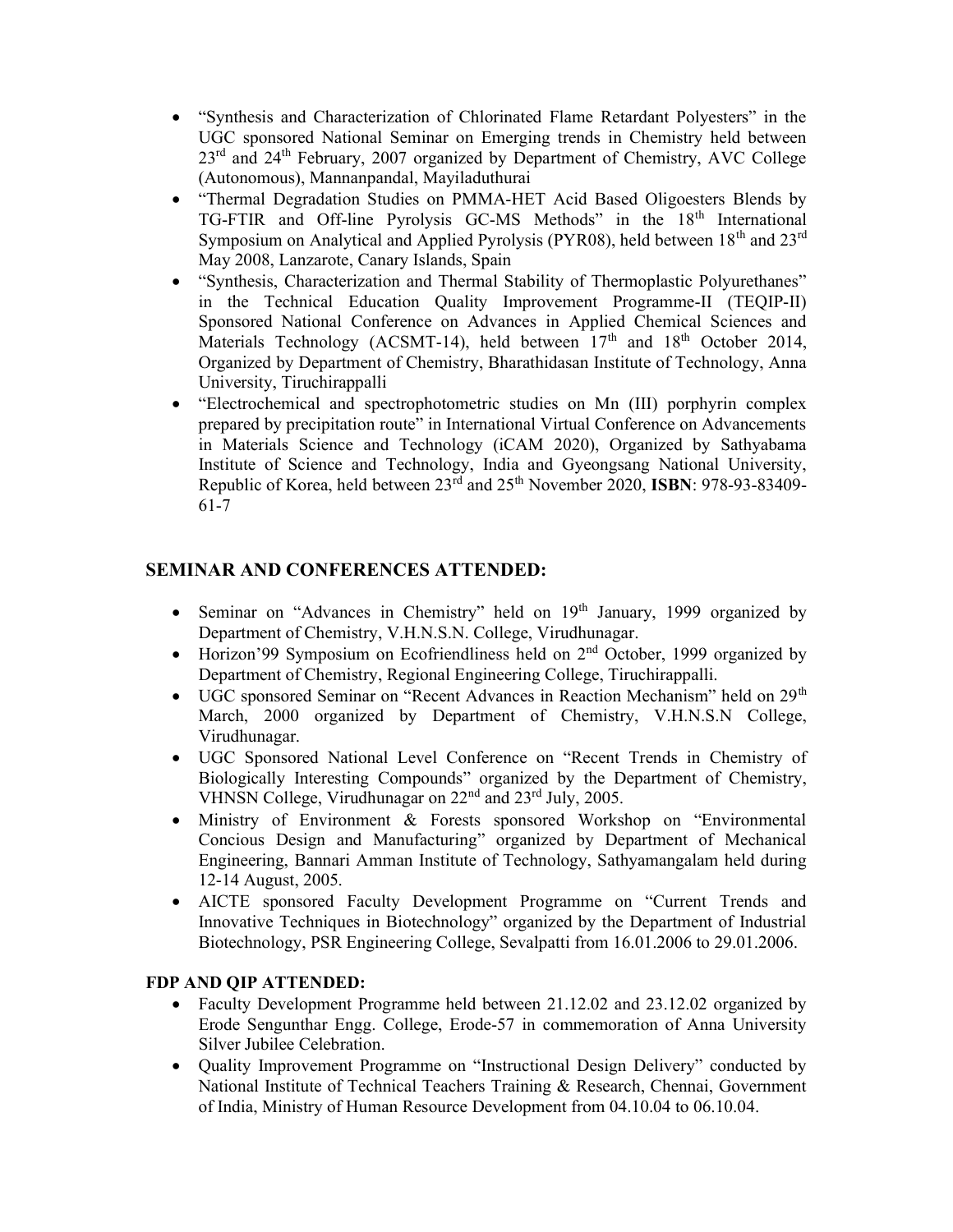- "Synthesis and Characterization of Chlorinated Flame Retardant Polyesters" in the UGC sponsored National Seminar on Emerging trends in Chemistry held between 23rd and 24th February, 2007 organized by Department of Chemistry, AVC College (Autonomous), Mannanpandal, Mayiladuthurai
- "Thermal Degradation Studies on PMMA-HET Acid Based Oligoesters Blends by TG-FTIR and Off-line Pyrolysis GC-MS Methods" in the 18th International Symposium on Analytical and Applied Pyrolysis (PYR08), held between 18th and 23rd May 2008, Lanzarote, Canary Islands, Spain
- "Synthesis, Characterization and Thermal Stability of Thermoplastic Polyurethanes" in the Technical Education Quality Improvement Programme-II (TEQIP-II) Sponsored National Conference on Advances in Applied Chemical Sciences and Materials Technology (ACSMT-14), held between 17th and 18th October 2014, Organized by Department of Chemistry, Bharathidasan Institute of Technology, Anna University, Tiruchirappalli
- "Electrochemical and spectrophotometric studies on Mn (III) porphyrin complex prepared by precipitation route" in International Virtual Conference on Advancements in Materials Science and Technology (iCAM 2020), Organized by Sathyabama Institute of Science and Technology, India and Gyeongsang National University, Republic of Korea, held between 23rd and 25th November 2020, **ISBN**: 978-93-83409-61-7

## SEMINAR AND CONFERENCES ATTENDED:

- Seminar on "Advances in Chemistry" held on 19th January, 1999 organized by Department of Chemistry, V.H.N.S.N. College, Virudhunagar.
- Horizon'99 Symposium on Ecofriendliness held on 2nd October, 1999 organized by Department of Chemistry, Regional Engineering College, Tiruchirappalli.
- UGC sponsored Seminar on "Recent Advances in Reaction Mechanism" held on 29th March, 2000 organized by Department of Chemistry, V.H.N.S.N College, Virudhunagar.
- UGC Sponsored National Level Conference on "Recent Trends in Chemistry of Biologically Interesting Compounds" organized by the Department of Chemistry, VHNSN College, Virudhunagar on 22nd and 23rd July, 2005.
- Ministry of Environment & Forests sponsored Workshop on "Environmental Concious Design and Manufacturing" organized by Department of Mechanical Engineering, Bannari Amman Institute of Technology, Sathyamangalam held during 12-14 August, 2005.
- AICTE sponsored Faculty Development Programme on "Current Trends and Innovative Techniques in Biotechnology" organized by the Department of Industrial Biotechnology, PSR Engineering College, Sevalpatti from 16.01.2006 to 29.01.2006.

### FDP AND QIP ATTENDED:

- Faculty Development Programme held between 21.12.02 and 23.12.02 organized by Erode Sengunthar Engg. College, Erode-57 in commemoration of Anna University Silver Jubilee Celebration.
- Quality Improvement Programme on "Instructional Design Delivery" conducted by National Institute of Technical Teachers Training & Research, Chennai, Government of India, Ministry of Human Resource Development from 04.10.04 to 06.10.04.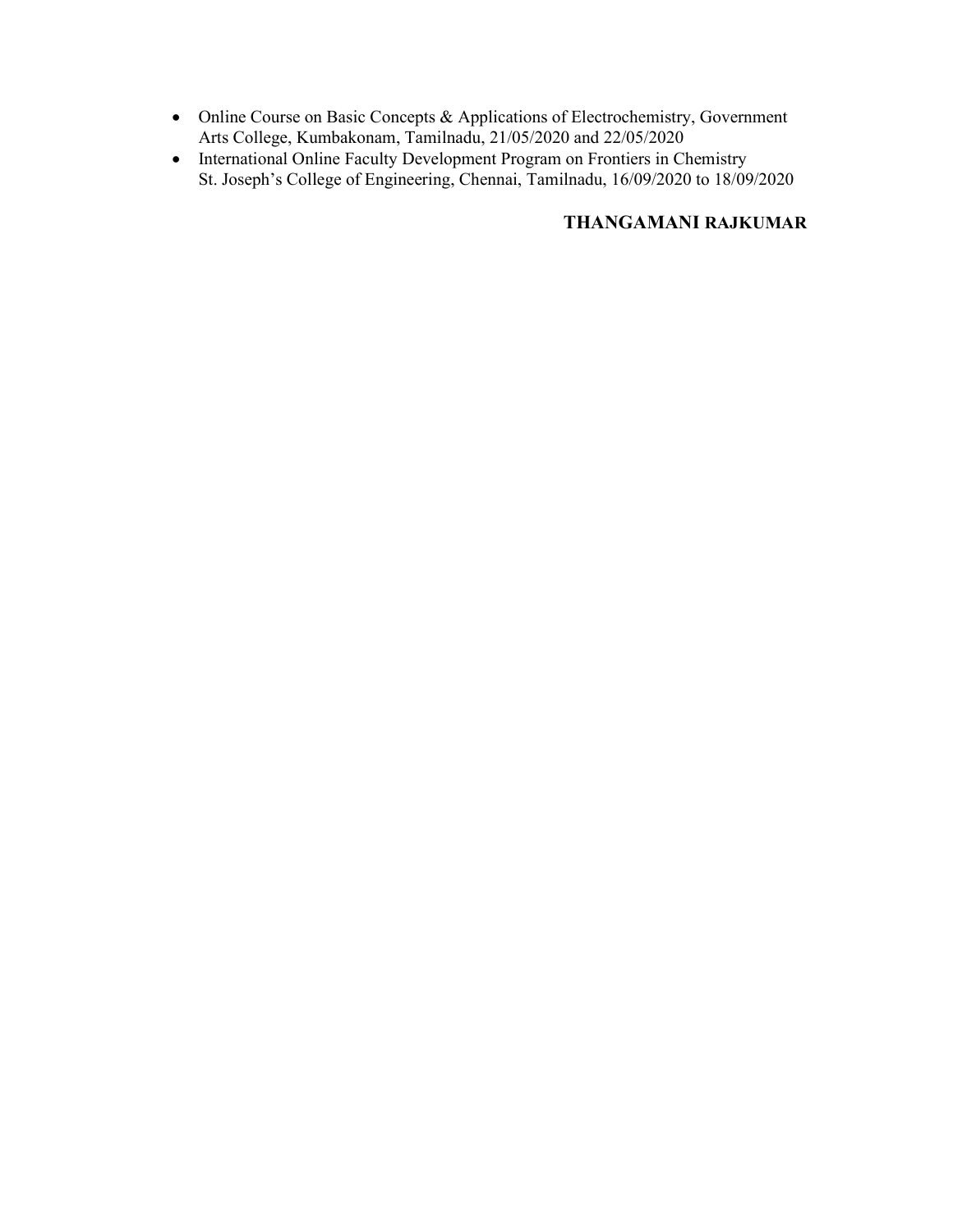- Online Course on Basic Concepts & Applications of Electrochemistry, Government Arts College, Kumbakonam, Tamilnadu, 21/05/2020 and 22/05/2020
- International Online Faculty Development Program on Frontiers in Chemistry St. Joseph's College of Engineering, Chennai, Tamilnadu, 16/09/2020 to 18/09/2020

**THANGAMANI RAJKUMAR**